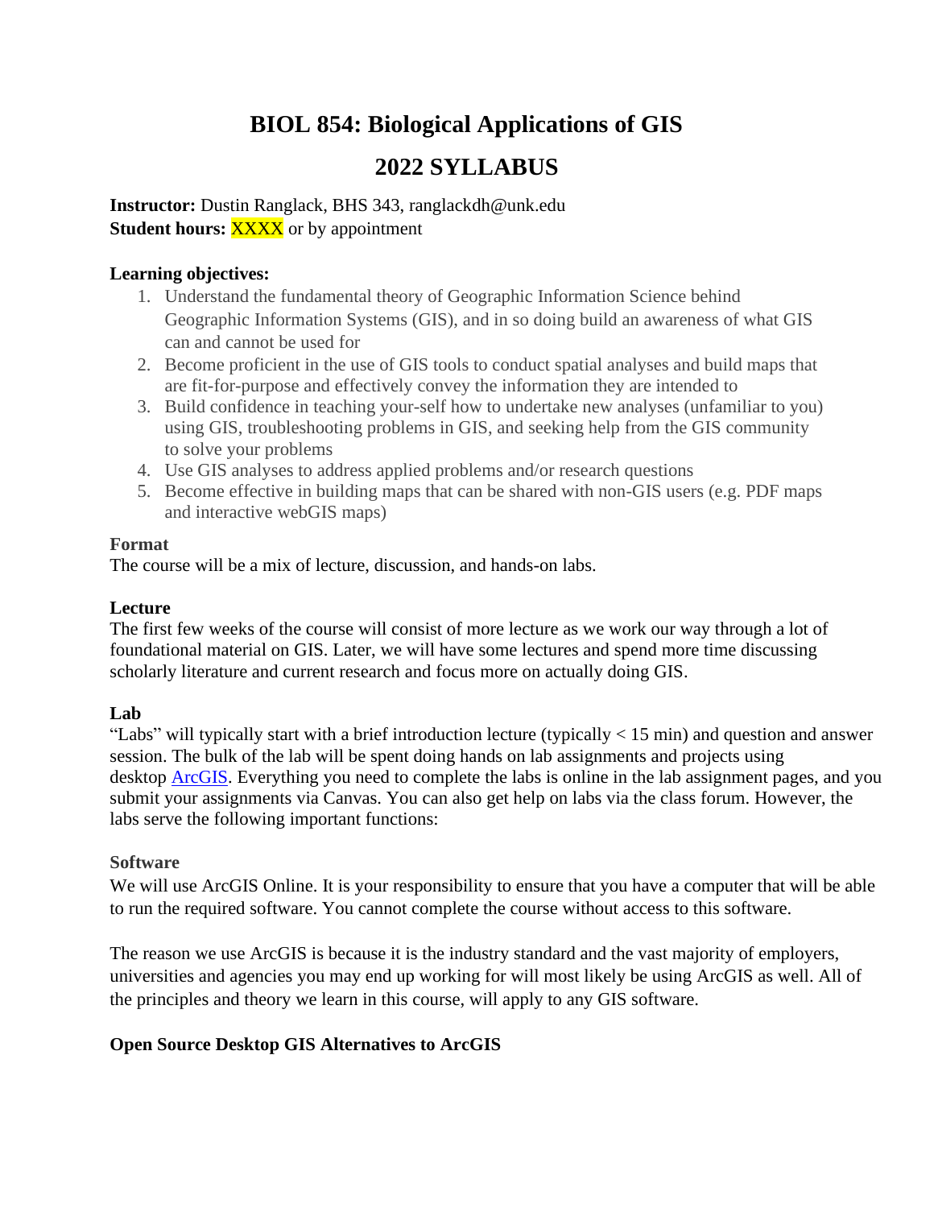# BIOL 854: Biological Applications of GIS

# 2022 SYLLABUS

**Instructor:** Dustin Ranglack, BHS 343, ranglackdh@unk.edu
**Student hours:** XXXX or by appointment

**Learning objectives:**

1. Understand the fundamental theory of Geographic Information Science behind Geographic Information Systems (GIS), and in so doing build an awareness of what GIS can and cannot be used for
2. Become proficient in the use of GIS tools to conduct spatial analyses and build maps that are fit-for-purpose and effectively convey the information they are intended to
3. Build confidence in teaching your-self how to undertake new analyses (unfamiliar to you) using GIS, troubleshooting problems in GIS, and seeking help from the GIS community to solve your problems
4. Use GIS analyses to address applied problems and/or research questions
5. Become effective in building maps that can be shared with non-GIS users (e.g. PDF maps and interactive webGIS maps)

**Format**

The course will be a mix of lecture, discussion, and hands-on labs.

**Lecture**

The first few weeks of the course will consist of more lecture as we work our way through a lot of foundational material on GIS. Later, we will have some lectures and spend more time discussing scholarly literature and current research and focus more on actually doing GIS.

**Lab**

"Labs" will typically start with a brief introduction lecture (typically < 15 min) and question and answer session. The bulk of the lab will be spent doing hands on lab assignments and projects using desktop ArcGIS. Everything you need to complete the labs is online in the lab assignment pages, and you submit your assignments via Canvas. You can also get help on labs via the class forum. However, the labs serve the following important functions:

**Software**

We will use ArcGIS Online. It is your responsibility to ensure that you have a computer that will be able to run the required software. You cannot complete the course without access to this software.

The reason we use ArcGIS is because it is the industry standard and the vast majority of employers, universities and agencies you may end up working for will most likely be using ArcGIS as well. All of the principles and theory we learn in this course, will apply to any GIS software.

**Open Source Desktop GIS Alternatives to ArcGIS**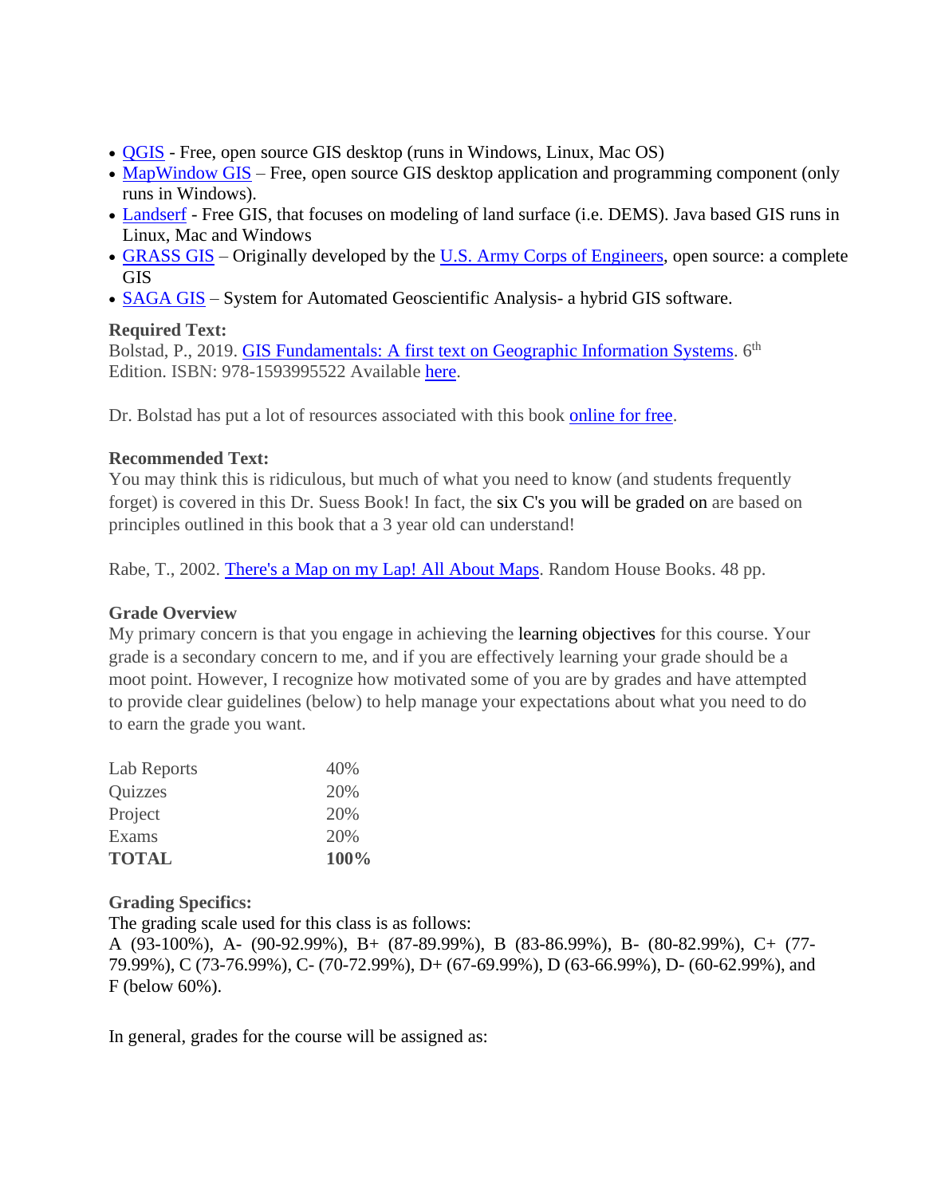- QGIS - Free, open source GIS desktop (runs in Windows, Linux, Mac OS)
- MapWindow GIS – Free, open source GIS desktop application and programming component (only runs in Windows).
- Landserf - Free GIS, that focuses on modeling of land surface (i.e. DEMS). Java based GIS runs in Linux, Mac and Windows
- GRASS GIS – Originally developed by the U.S. Army Corps of Engineers, open source: a complete GIS
- SAGA GIS – System for Automated Geoscientific Analysis- a hybrid GIS software.

**Required Text:**
Bolstad, P., 2019. GIS Fundamentals: A first text on Geographic Information Systems. 6th Edition. ISBN: 978-1593995522 Available here.

Dr. Bolstad has put a lot of resources associated with this book online for free.

**Recommended Text:**
You may think this is ridiculous, but much of what you need to know (and students frequently forget) is covered in this Dr. Suess Book! In fact, the six C's you will be graded on are based on principles outlined in this book that a 3 year old can understand!

Rabe, T., 2002. There's a Map on my Lap! All About Maps. Random House Books. 48 pp.

**Grade Overview**
My primary concern is that you engage in achieving the learning objectives for this course. Your grade is a secondary concern to me, and if you are effectively learning your grade should be a moot point. However, I recognize how motivated some of you are by grades and have attempted to provide clear guidelines (below) to help manage your expectations about what you need to do to earn the grade you want.

| | |
|---|---|
| Lab Reports | 40% |
| Quizzes | 20% |
| Project | 20% |
| Exams | 20% |
| **TOTAL** | **100%** |

**Grading Specifics:**
The grading scale used for this class is as follows:
A (93-100%), A- (90-92.99%), B+ (87-89.99%), B (83-86.99%), B- (80-82.99%), C+ (77-79.99%), C (73-76.99%), C- (70-72.99%), D+ (67-69.99%), D (63-66.99%), D- (60-62.99%), and F (below 60%).

In general, grades for the course will be assigned as: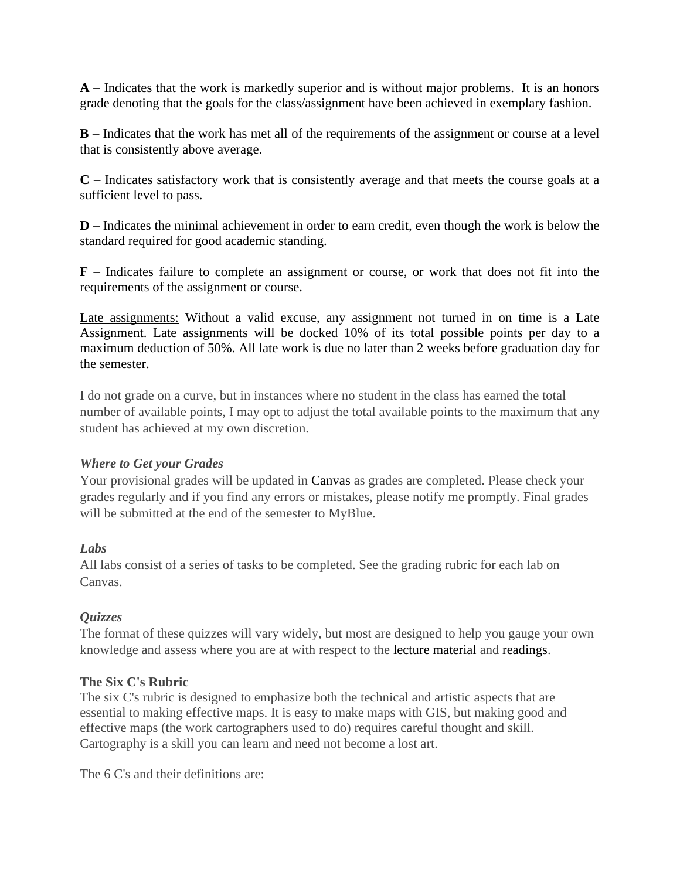**A** – Indicates that the work is markedly superior and is without major problems. It is an honors grade denoting that the goals for the class/assignment have been achieved in exemplary fashion.

**B** – Indicates that the work has met all of the requirements of the assignment or course at a level that is consistently above average.

**C** – Indicates satisfactory work that is consistently average and that meets the course goals at a sufficient level to pass.

**D** – Indicates the minimal achievement in order to earn credit, even though the work is below the standard required for good academic standing.

**F** – Indicates failure to complete an assignment or course, or work that does not fit into the requirements of the assignment or course.

<u>Late assignments:</u> Without a valid excuse, any assignment not turned in on time is a Late Assignment. Late assignments will be docked 10% of its total possible points per day to a maximum deduction of 50%. All late work is due no later than 2 weeks before graduation day for the semester.

I do not grade on a curve, but in instances where no student in the class has earned the total number of available points, I may opt to adjust the total available points to the maximum that any student has achieved at my own discretion.

***Where to Get your Grades***

Your provisional grades will be updated in Canvas as grades are completed. Please check your grades regularly and if you find any errors or mistakes, please notify me promptly. Final grades will be submitted at the end of the semester to MyBlue.

***Labs***

All labs consist of a series of tasks to be completed. See the grading rubric for each lab on Canvas.

***Quizzes***

The format of these quizzes will vary widely, but most are designed to help you gauge your own knowledge and assess where you are at with respect to the lecture material and readings.

**The Six C's Rubric**

The six C's rubric is designed to emphasize both the technical and artistic aspects that are essential to making effective maps. It is easy to make maps with GIS, but making good and effective maps (the work cartographers used to do) requires careful thought and skill. Cartography is a skill you can learn and need not become a lost art.

The 6 C's and their definitions are: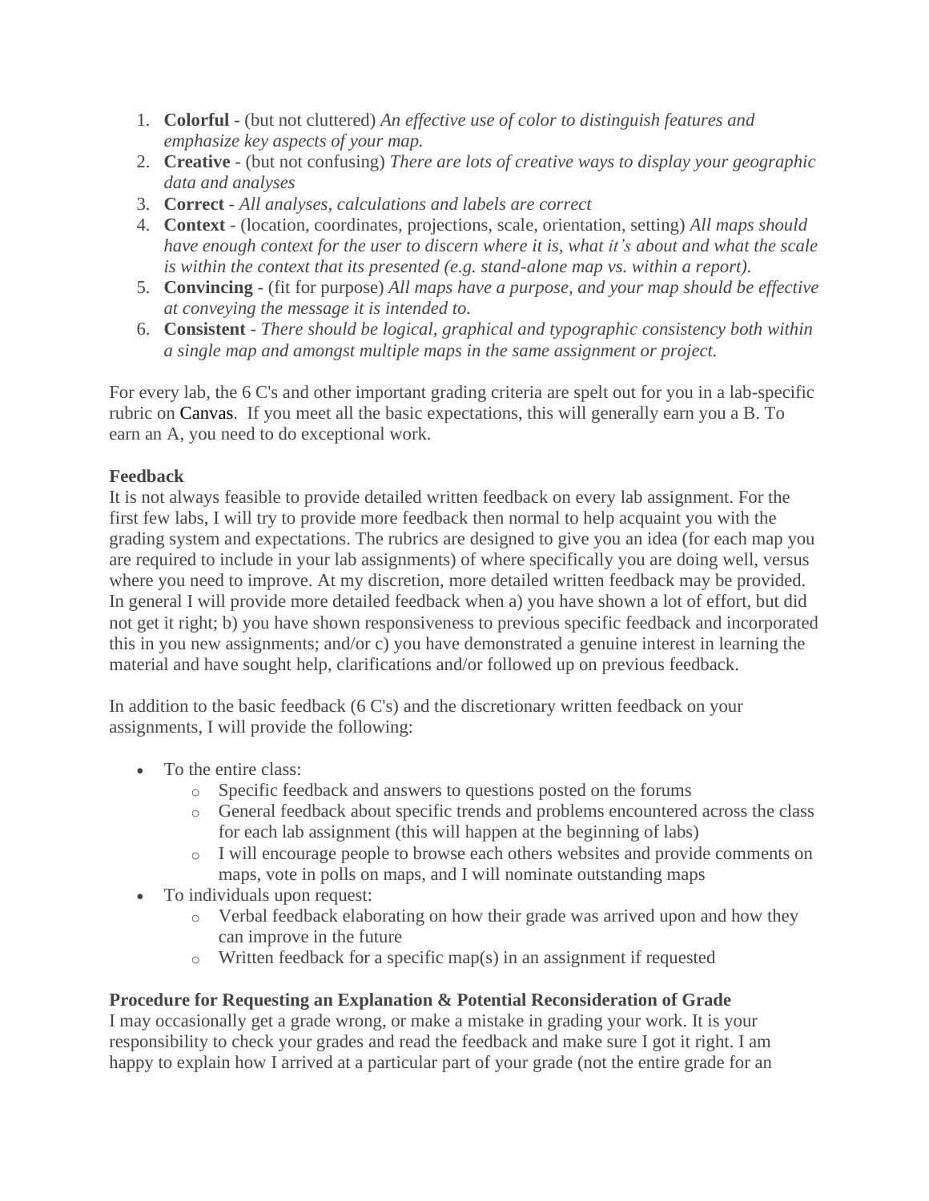1. **Colorful** - (but not cluttered) *An effective use of color to distinguish features and emphasize key aspects of your map.*
2. **Creative** - (but not confusing) *There are lots of creative ways to display your geographic data and analyses*
3. **Correct** - *All analyses, calculations and labels are correct*
4. **Context** - (location, coordinates, projections, scale, orientation, setting) *All maps should have enough context for the user to discern where it is, what it's about and what the scale is within the context that its presented (e.g. stand-alone map vs. within a report).*
5. **Convincing** - (fit for purpose) *All maps have a purpose, and your map should be effective at conveying the message it is intended to.*
6. **Consistent** - *There should be logical, graphical and typographic consistency both within a single map and amongst multiple maps in the same assignment or project.*

For every lab, the 6 C's and other important grading criteria are spelt out for you in a lab-specific rubric on Canvas. If you meet all the basic expectations, this will generally earn you a B. To earn an A, you need to do exceptional work.

**Feedback**

It is not always feasible to provide detailed written feedback on every lab assignment. For the first few labs, I will try to provide more feedback then normal to help acquaint you with the grading system and expectations. The rubrics are designed to give you an idea (for each map you are required to include in your lab assignments) of where specifically you are doing well, versus where you need to improve. At my discretion, more detailed written feedback may be provided. In general I will provide more detailed feedback when a) you have shown a lot of effort, but did not get it right; b) you have shown responsiveness to previous specific feedback and incorporated this in you new assignments; and/or c) you have demonstrated a genuine interest in learning the material and have sought help, clarifications and/or followed up on previous feedback.

In addition to the basic feedback (6 C's) and the discretionary written feedback on your assignments, I will provide the following:

- To the entire class:
  - Specific feedback and answers to questions posted on the forums
  - General feedback about specific trends and problems encountered across the class for each lab assignment (this will happen at the beginning of labs)
  - I will encourage people to browse each others websites and provide comments on maps, vote in polls on maps, and I will nominate outstanding maps
- To individuals upon request:
  - Verbal feedback elaborating on how their grade was arrived upon and how they can improve in the future
  - Written feedback for a specific map(s) in an assignment if requested

**Procedure for Requesting an Explanation & Potential Reconsideration of Grade**

I may occasionally get a grade wrong, or make a mistake in grading your work. It is your responsibility to check your grades and read the feedback and make sure I got it right. I am happy to explain how I arrived at a particular part of your grade (not the entire grade for an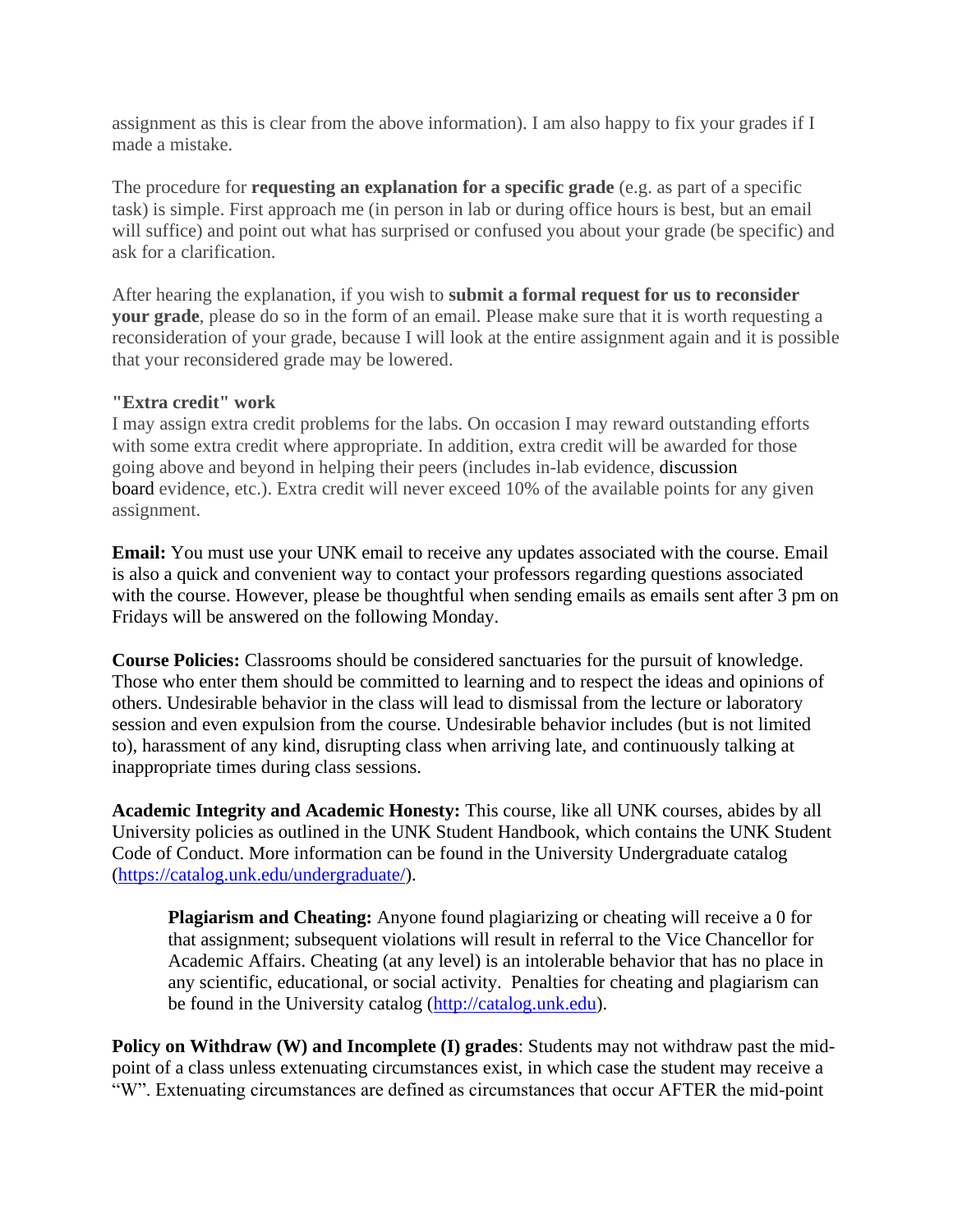assignment as this is clear from the above information). I am also happy to fix your grades if I made a mistake.

The procedure for **requesting an explanation for a specific grade** (e.g. as part of a specific task) is simple. First approach me (in person in lab or during office hours is best, but an email will suffice) and point out what has surprised or confused you about your grade (be specific) and ask for a clarification.

After hearing the explanation, if you wish to **submit a formal request for us to reconsider your grade**, please do so in the form of an email. Please make sure that it is worth requesting a reconsideration of your grade, because I will look at the entire assignment again and it is possible that your reconsidered grade may be lowered.

**"Extra credit" work**

I may assign extra credit problems for the labs. On occasion I may reward outstanding efforts with some extra credit where appropriate. In addition, extra credit will be awarded for those going above and beyond in helping their peers (includes in-lab evidence, discussion board evidence, etc.). Extra credit will never exceed 10% of the available points for any given assignment.

**Email:** You must use your UNK email to receive any updates associated with the course. Email is also a quick and convenient way to contact your professors regarding questions associated with the course. However, please be thoughtful when sending emails as emails sent after 3 pm on Fridays will be answered on the following Monday.

**Course Policies:** Classrooms should be considered sanctuaries for the pursuit of knowledge. Those who enter them should be committed to learning and to respect the ideas and opinions of others. Undesirable behavior in the class will lead to dismissal from the lecture or laboratory session and even expulsion from the course. Undesirable behavior includes (but is not limited to), harassment of any kind, disrupting class when arriving late, and continuously talking at inappropriate times during class sessions.

**Academic Integrity and Academic Honesty:** This course, like all UNK courses, abides by all University policies as outlined in the UNK Student Handbook, which contains the UNK Student Code of Conduct. More information can be found in the University Undergraduate catalog (https://catalog.unk.edu/undergraduate/).

> **Plagiarism and Cheating:** Anyone found plagiarizing or cheating will receive a 0 for that assignment; subsequent violations will result in referral to the Vice Chancellor for Academic Affairs. Cheating (at any level) is an intolerable behavior that has no place in any scientific, educational, or social activity. Penalties for cheating and plagiarism can be found in the University catalog (http://catalog.unk.edu).

**Policy on Withdraw (W) and Incomplete (I) grades**: Students may not withdraw past the mid-point of a class unless extenuating circumstances exist, in which case the student may receive a "W". Extenuating circumstances are defined as circumstances that occur AFTER the mid-point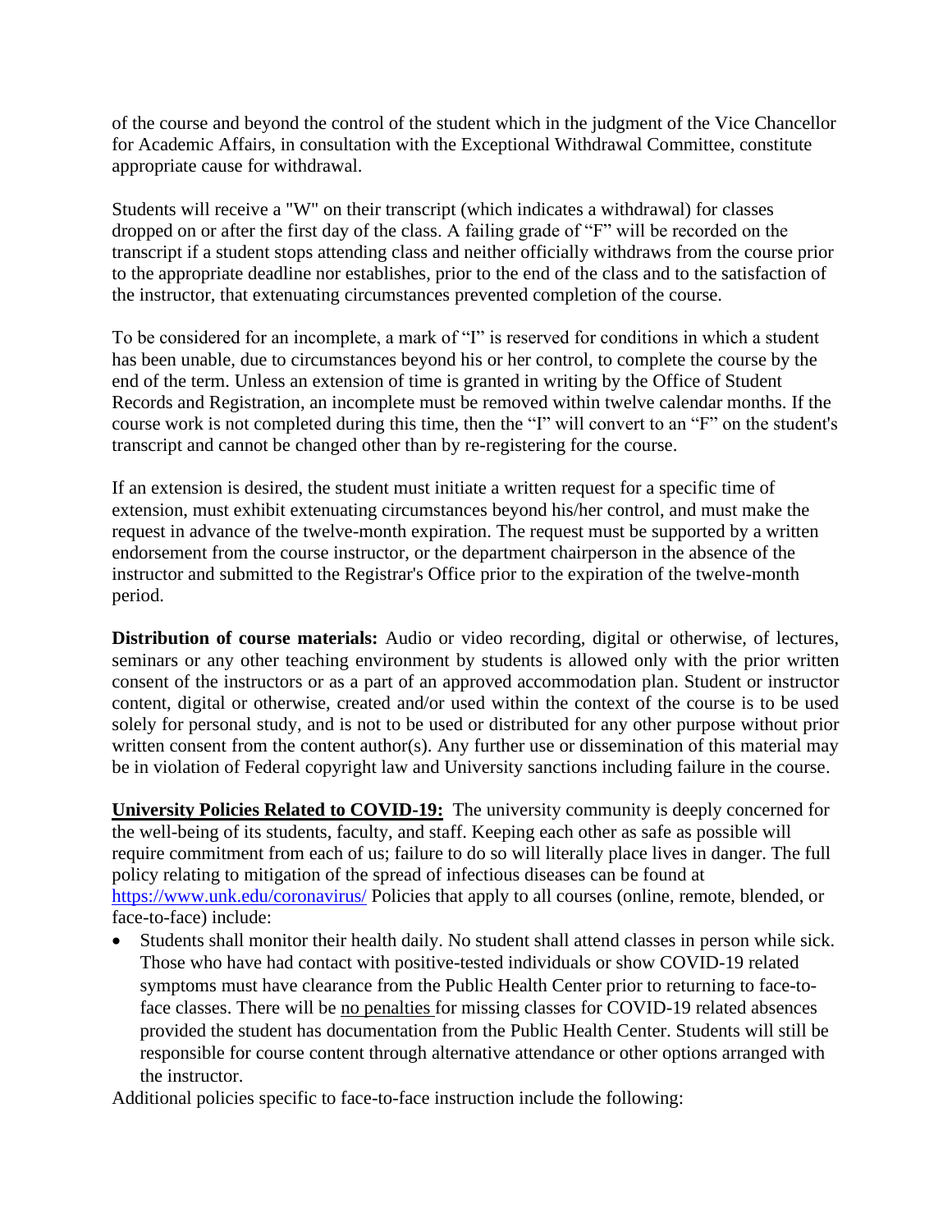of the course and beyond the control of the student which in the judgment of the Vice Chancellor for Academic Affairs, in consultation with the Exceptional Withdrawal Committee, constitute appropriate cause for withdrawal.

Students will receive a "W" on their transcript (which indicates a withdrawal) for classes dropped on or after the first day of the class. A failing grade of "F" will be recorded on the transcript if a student stops attending class and neither officially withdraws from the course prior to the appropriate deadline nor establishes, prior to the end of the class and to the satisfaction of the instructor, that extenuating circumstances prevented completion of the course.

To be considered for an incomplete, a mark of "I" is reserved for conditions in which a student has been unable, due to circumstances beyond his or her control, to complete the course by the end of the term. Unless an extension of time is granted in writing by the Office of Student Records and Registration, an incomplete must be removed within twelve calendar months. If the course work is not completed during this time, then the "I" will convert to an "F" on the student's transcript and cannot be changed other than by re-registering for the course.

If an extension is desired, the student must initiate a written request for a specific time of extension, must exhibit extenuating circumstances beyond his/her control, and must make the request in advance of the twelve-month expiration. The request must be supported by a written endorsement from the course instructor, or the department chairperson in the absence of the instructor and submitted to the Registrar's Office prior to the expiration of the twelve-month period.

**Distribution of course materials:** Audio or video recording, digital or otherwise, of lectures, seminars or any other teaching environment by students is allowed only with the prior written consent of the instructors or as a part of an approved accommodation plan. Student or instructor content, digital or otherwise, created and/or used within the context of the course is to be used solely for personal study, and is not to be used or distributed for any other purpose without prior written consent from the content author(s). Any further use or dissemination of this material may be in violation of Federal copyright law and University sanctions including failure in the course.

**University Policies Related to COVID-19:** The university community is deeply concerned for the well-being of its students, faculty, and staff. Keeping each other as safe as possible will require commitment from each of us; failure to do so will literally place lives in danger. The full policy relating to mitigation of the spread of infectious diseases can be found at https://www.unk.edu/coronavirus/ Policies that apply to all courses (online, remote, blended, or face-to-face) include:

- Students shall monitor their health daily. No student shall attend classes in person while sick. Those who have had contact with positive-tested individuals or show COVID-19 related symptoms must have clearance from the Public Health Center prior to returning to face-to-face classes. There will be no penalties for missing classes for COVID-19 related absences provided the student has documentation from the Public Health Center. Students will still be responsible for course content through alternative attendance or other options arranged with the instructor.

Additional policies specific to face-to-face instruction include the following: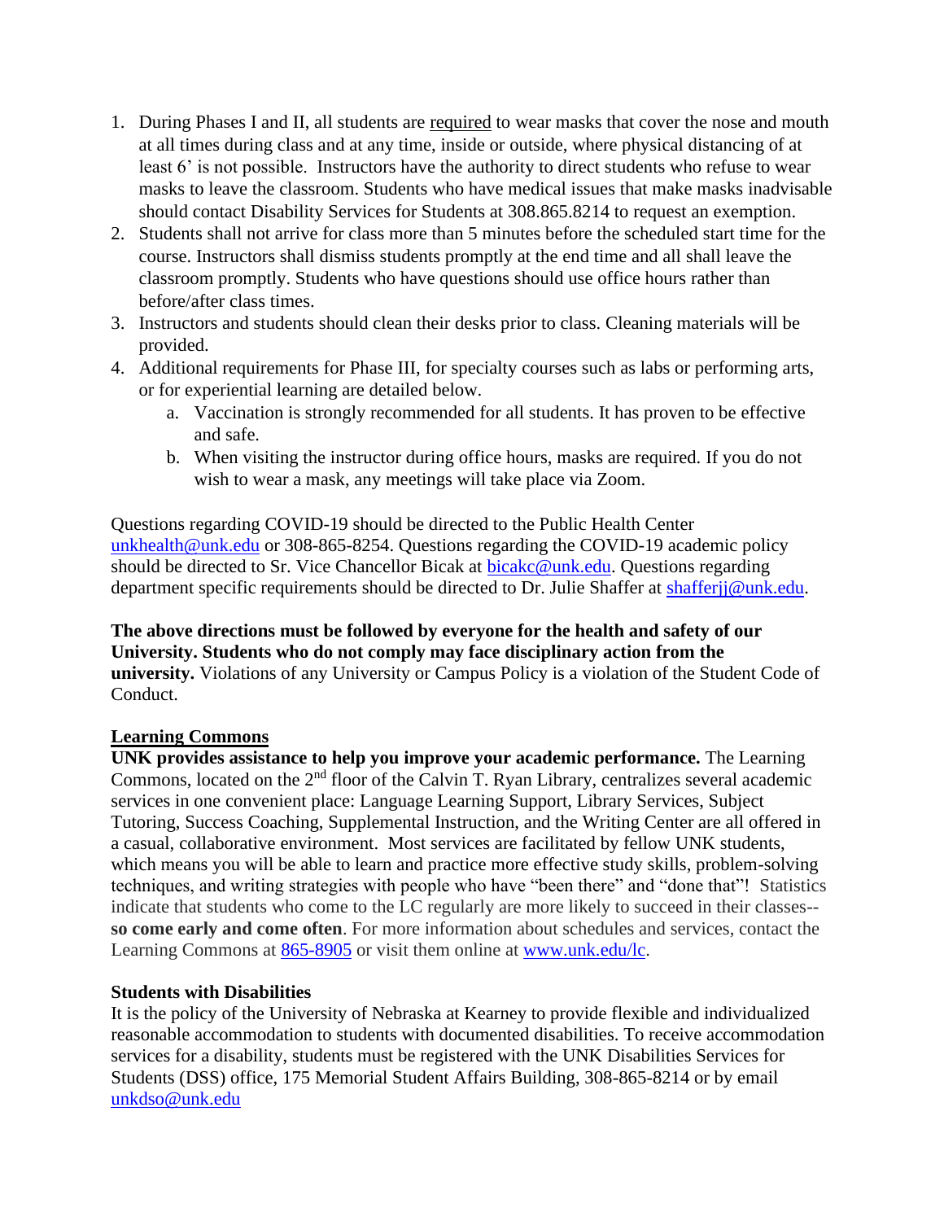1. During Phases I and II, all students are required to wear masks that cover the nose and mouth at all times during class and at any time, inside or outside, where physical distancing of at least 6' is not possible. Instructors have the authority to direct students who refuse to wear masks to leave the classroom. Students who have medical issues that make masks inadvisable should contact Disability Services for Students at 308.865.8214 to request an exemption.
2. Students shall not arrive for class more than 5 minutes before the scheduled start time for the course. Instructors shall dismiss students promptly at the end time and all shall leave the classroom promptly. Students who have questions should use office hours rather than before/after class times.
3. Instructors and students should clean their desks prior to class. Cleaning materials will be provided.
4. Additional requirements for Phase III, for specialty courses such as labs or performing arts, or for experiential learning are detailed below.
    a. Vaccination is strongly recommended for all students. It has proven to be effective and safe.
    b. When visiting the instructor during office hours, masks are required. If you do not wish to wear a mask, any meetings will take place via Zoom.

Questions regarding COVID-19 should be directed to the Public Health Center unkhealth@unk.edu or 308-865-8254. Questions regarding the COVID-19 academic policy should be directed to Sr. Vice Chancellor Bicak at bicakc@unk.edu. Questions regarding department specific requirements should be directed to Dr. Julie Shaffer at shafferjj@unk.edu.

**The above directions must be followed by everyone for the health and safety of our University. Students who do not comply may face disciplinary action from the university.** Violations of any University or Campus Policy is a violation of the Student Code of Conduct.

## Learning Commons

**UNK provides assistance to help you improve your academic performance.** The Learning Commons, located on the 2nd floor of the Calvin T. Ryan Library, centralizes several academic services in one convenient place: Language Learning Support, Library Services, Subject Tutoring, Success Coaching, Supplemental Instruction, and the Writing Center are all offered in a casual, collaborative environment. Most services are facilitated by fellow UNK students, which means you will be able to learn and practice more effective study skills, problem-solving techniques, and writing strategies with people who have "been there" and "done that"! Statistics indicate that students who come to the LC regularly are more likely to succeed in their classes--**so come early and come often**. For more information about schedules and services, contact the Learning Commons at 865-8905 or visit them online at www.unk.edu/lc.

## Students with Disabilities

It is the policy of the University of Nebraska at Kearney to provide flexible and individualized reasonable accommodation to students with documented disabilities. To receive accommodation services for a disability, students must be registered with the UNK Disabilities Services for Students (DSS) office, 175 Memorial Student Affairs Building, 308-865-8214 or by email unkdso@unk.edu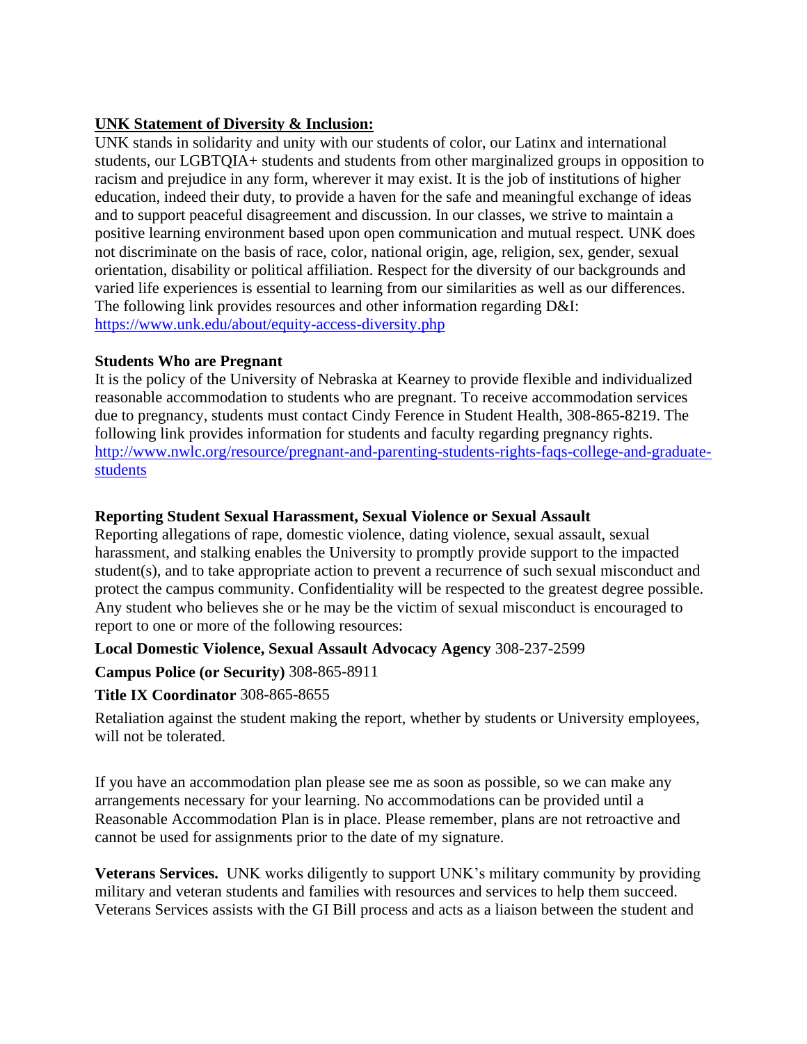**UNK Statement of Diversity & Inclusion:**

UNK stands in solidarity and unity with our students of color, our Latinx and international students, our LGBTQIA+ students and students from other marginalized groups in opposition to racism and prejudice in any form, wherever it may exist. It is the job of institutions of higher education, indeed their duty, to provide a haven for the safe and meaningful exchange of ideas and to support peaceful disagreement and discussion. In our classes, we strive to maintain a positive learning environment based upon open communication and mutual respect. UNK does not discriminate on the basis of race, color, national origin, age, religion, sex, gender, sexual orientation, disability or political affiliation. Respect for the diversity of our backgrounds and varied life experiences is essential to learning from our similarities as well as our differences. The following link provides resources and other information regarding D&I: https://www.unk.edu/about/equity-access-diversity.php

**Students Who are Pregnant**

It is the policy of the University of Nebraska at Kearney to provide flexible and individualized reasonable accommodation to students who are pregnant. To receive accommodation services due to pregnancy, students must contact Cindy Ference in Student Health, 308-865-8219. The following link provides information for students and faculty regarding pregnancy rights. http://www.nwlc.org/resource/pregnant-and-parenting-students-rights-faqs-college-and-graduate-students

**Reporting Student Sexual Harassment, Sexual Violence or Sexual Assault**

Reporting allegations of rape, domestic violence, dating violence, sexual assault, sexual harassment, and stalking enables the University to promptly provide support to the impacted student(s), and to take appropriate action to prevent a recurrence of such sexual misconduct and protect the campus community. Confidentiality will be respected to the greatest degree possible. Any student who believes she or he may be the victim of sexual misconduct is encouraged to report to one or more of the following resources:

**Local Domestic Violence, Sexual Assault Advocacy Agency** 308-237-2599

**Campus Police (or Security)** 308-865-8911

**Title IX Coordinator** 308-865-8655

Retaliation against the student making the report, whether by students or University employees, will not be tolerated.

If you have an accommodation plan please see me as soon as possible, so we can make any arrangements necessary for your learning. No accommodations can be provided until a Reasonable Accommodation Plan is in place. Please remember, plans are not retroactive and cannot be used for assignments prior to the date of my signature.

**Veterans Services.** UNK works diligently to support UNK's military community by providing military and veteran students and families with resources and services to help them succeed. Veterans Services assists with the GI Bill process and acts as a liaison between the student and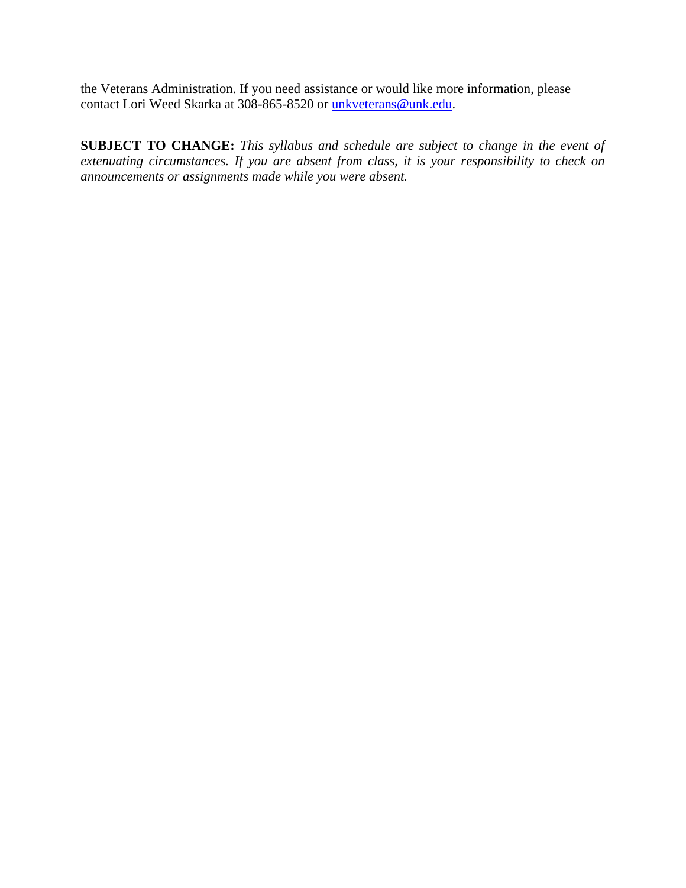the Veterans Administration. If you need assistance or would like more information, please contact Lori Weed Skarka at 308-865-8520 or [unkveterans@unk.edu](mailto:unkveterans@unk.edu).

**SUBJECT TO CHANGE:** *This syllabus and schedule are subject to change in the event of extenuating circumstances. If you are absent from class, it is your responsibility to check on announcements or assignments made while you were absent.*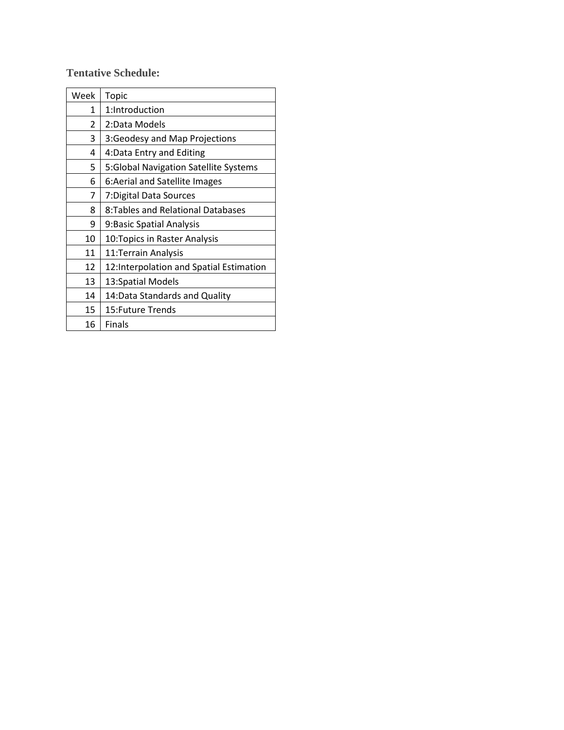### Tentative Schedule:

| Week | Topic |
|---|---|
| 1 | 1:Introduction |
| 2 | 2:Data Models |
| 3 | 3:Geodesy and Map Projections |
| 4 | 4:Data Entry and Editing |
| 5 | 5:Global Navigation Satellite Systems |
| 6 | 6:Aerial and Satellite Images |
| 7 | 7:Digital Data Sources |
| 8 | 8:Tables and Relational Databases |
| 9 | 9:Basic Spatial Analysis |
| 10 | 10:Topics in Raster Analysis |
| 11 | 11:Terrain Analysis |
| 12 | 12:Interpolation and Spatial Estimation |
| 13 | 13:Spatial Models |
| 14 | 14:Data Standards and Quality |
| 15 | 15:Future Trends |
| 16 | Finals |